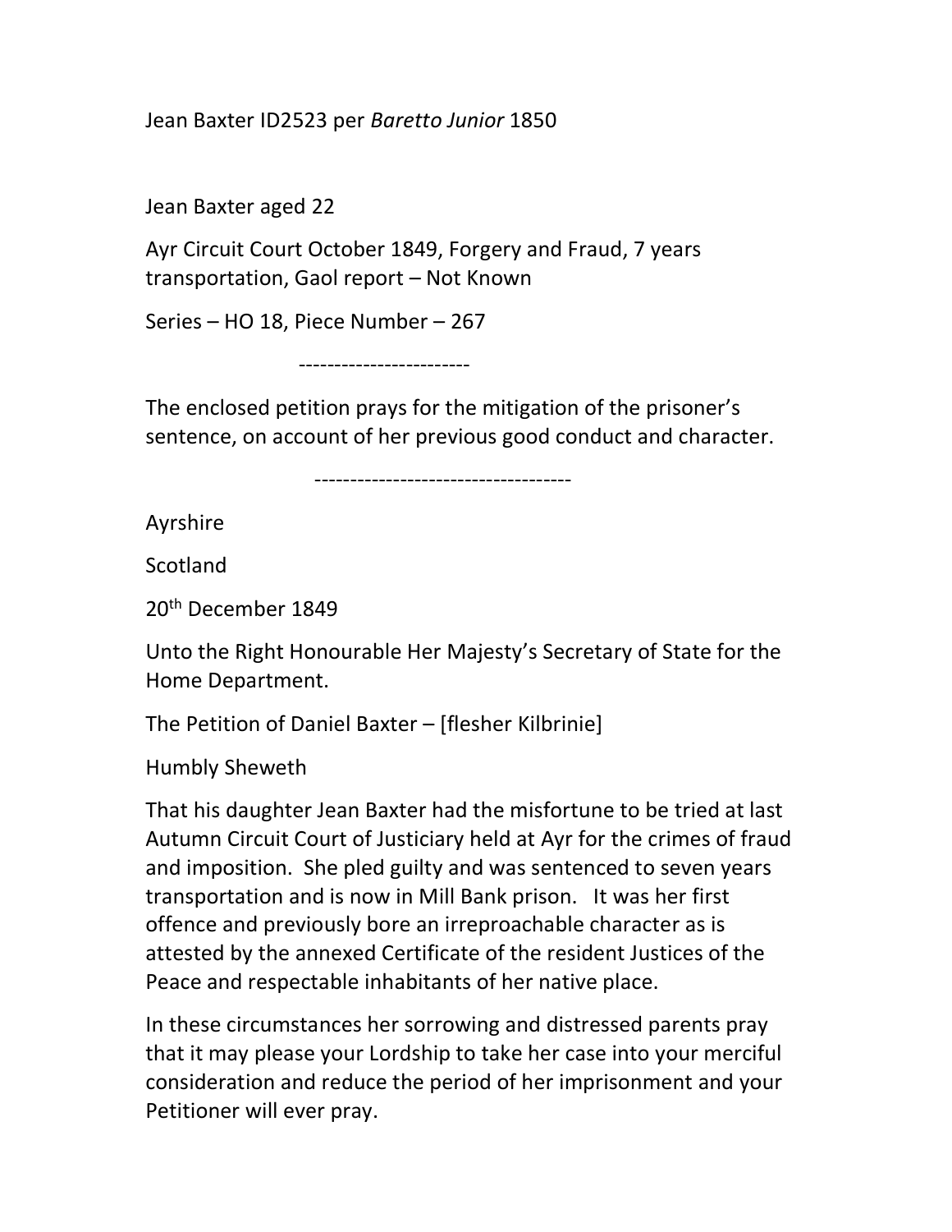Jean Baxter ID2523 per *Baretto Junior* 1850

Jean Baxter aged 22

Ayr Circuit Court October 1849, Forgery and Fraud, 7 years transportation, Gaol report – Not Known

Series – HO 18, Piece Number – 267

------------------------

The enclosed petition prays for the mitigation of the prisoner's sentence, on account of her previous good conduct and character.

------------------------------------

Ayrshire

Scotland

20th December 1849

Unto the Right Honourable Her Majesty's Secretary of State for the Home Department.

The Petition of Daniel Baxter – [flesher Kilbrinie]

Humbly Sheweth

That his daughter Jean Baxter had the misfortune to be tried at last Autumn Circuit Court of Justiciary held at Ayr for the crimes of fraud and imposition. She pled guilty and was sentenced to seven years transportation and is now in Mill Bank prison. It was her first offence and previously bore an irreproachable character as is attested by the annexed Certificate of the resident Justices of the Peace and respectable inhabitants of her native place.

In these circumstances her sorrowing and distressed parents pray that it may please your Lordship to take her case into your merciful consideration and reduce the period of her imprisonment and your Petitioner will ever pray.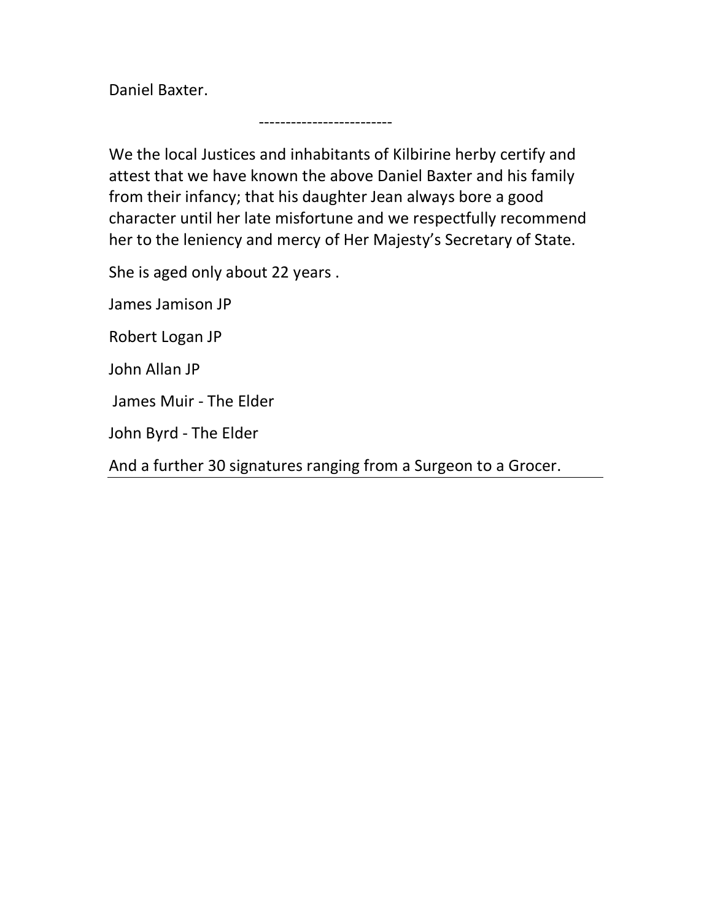Daniel Baxter.

-------------------------

We the local Justices and inhabitants of Kilbirine herby certify and attest that we have known the above Daniel Baxter and his family from their infancy; that his daughter Jean always bore a good character until her late misfortune and we respectfully recommend her to the leniency and mercy of Her Majesty's Secretary of State.

She is aged only about 22 years .

James Jamison JP

Robert Logan JP

John Allan JP

James Muir - The Elder

John Byrd - The Elder

And a further 30 signatures ranging from a Surgeon to a Grocer.